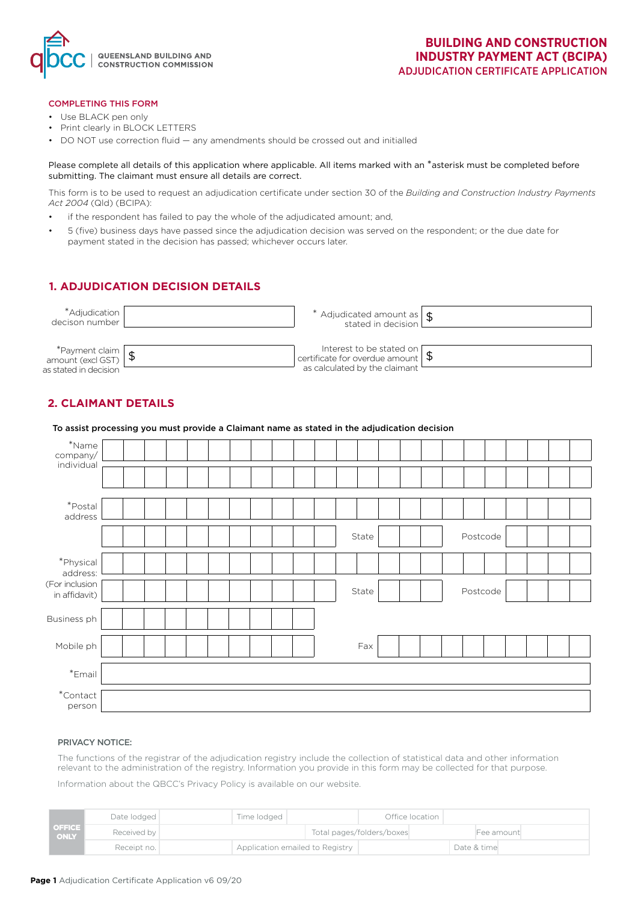QUEENSLAND BUILDING AND CONSTRUCTION COMMISSION

# BUILDING AND CONSTRUCTION INDUSTRY PAYMENT ACT (BCIPA)

## ADJUDICATION CERTIFICATE APPLICATION

### COMPLETING THIS FORM

- Use BLACK pen only
- Print clearly in BLOCK LETTERS
- DO NOT use correction fluid — any amendments should be crossed out and initialled

Please complete all details of this application where applicable. All items marked with an *asterisk must be completed before submitting. The claimant must ensure all details are correct.

This form is to be used to request an adjudication certificate under section 30 of the *Building and Construction Industry Payments Act 2004* (Qld) (BCIPA):

- if the respondent has failed to pay the whole of the adjudicated amount; and,
- 5 (five) business days have passed since the adjudication decision was served on the respondent; or the due date for payment stated in the decision has passed; whichever occurs later.

## 1. ADJUDICATION DECISION DETAILS

| | | | |
|---|---|---|---|
| *Adjudication decison number | | * Adjudicated amount as stated in decision | $ |
| *Payment claim amount (excl GST) as stated in decision | $ | Interest to be stated on certificate for overdue amount as calculated by the claimant | $ |

## 2. CLAIMANT DETAILS

**To assist processing you must provide a Claimant name as stated in the adjudication decision**

| | | | | | |
|---|---|---|---|---|---|
| *Name company/ individual | | | | | |
| *Postal address | | State | | Postcode | |
| *Physical address: (For inclusion in affidavit) | | State | | Postcode | |
| Business ph | | | | | |
| Mobile ph | | Fax | | | |
| *Email | | | | | |
| *Contact person | | | | | |

**PRIVACY NOTICE:**

The functions of the registrar of the adjudication registry include the collection of statistical data and other information relevant to the administration of the registry. Information you provide in this form may be collected for that purpose.

Information about the QBCC's Privacy Policy is available on our website.

| OFFICE ONLY | | | | | | |
|---|---|---|---|---|---|---|
| Date lodged | | Time lodged | | Office location | | |
| Received by | | Total pages/folders/boxes | | Fee amount | | |
| Receipt no. | | Application emailed to Registry | | Date & time | | |

Adjudication Certificate Application v6 09/20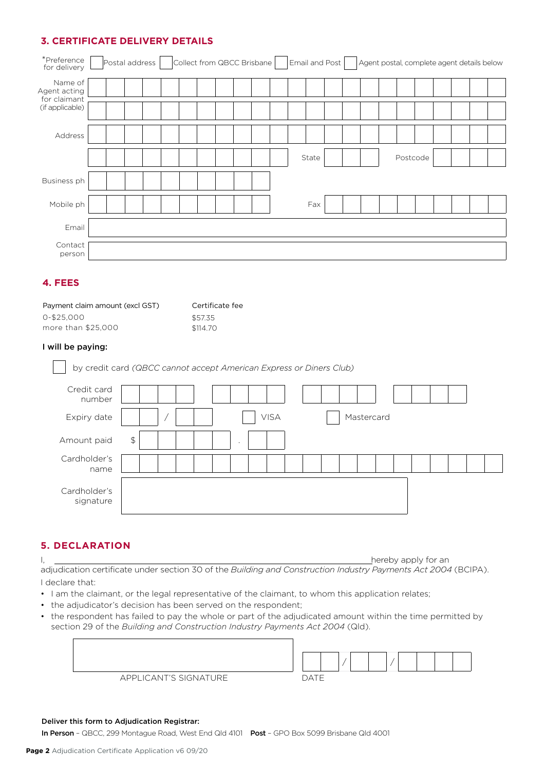## 3. CERTIFICATE DELIVERY DETAILS

*Preference for delivery ☐ Postal address ☐ Collect from QBCC Brisbane ☐ Email and Post ☐ Agent postal, complete agent details below

Name of Agent acting for claimant (if applicable)

Address

State Postcode

Business ph

Mobile ph Fax

Email

Contact person

## 4. FEES

| Payment claim amount (excl GST) | Certificate fee |
| --- | --- |
| 0-$25,000 | $57.35 |
| more than $25,000 | $114.70 |

**I will be paying:**

☐ by credit card *(QBCC cannot accept American Express or Diners Club)*

Credit card number

Expiry date / ☐ VISA ☐ Mastercard

Amount paid $ .

Cardholder's name

Cardholder's signature

## 5. DECLARATION

I, ______________________________ hereby apply for an adjudication certificate under section 30 of the *Building and Construction Industry Payments Act 2004* (BCIPA).

I declare that:

- I am the claimant, or the legal representative of the claimant, to whom this application relates;
- the adjudicator's decision has been served on the respondent;
- the respondent has failed to pay the whole or part of the adjudicated amount within the time permitted by section 29 of the *Building and Construction Industry Payments Act 2004* (Qld).

APPLICANT'S SIGNATURE DATE / /

**Deliver this form to Adjudication Registrar:**

**In Person** – QBCC, 299 Montague Road, West End Qld 4101 **Post** – GPO Box 5099 Brisbane Qld 4001